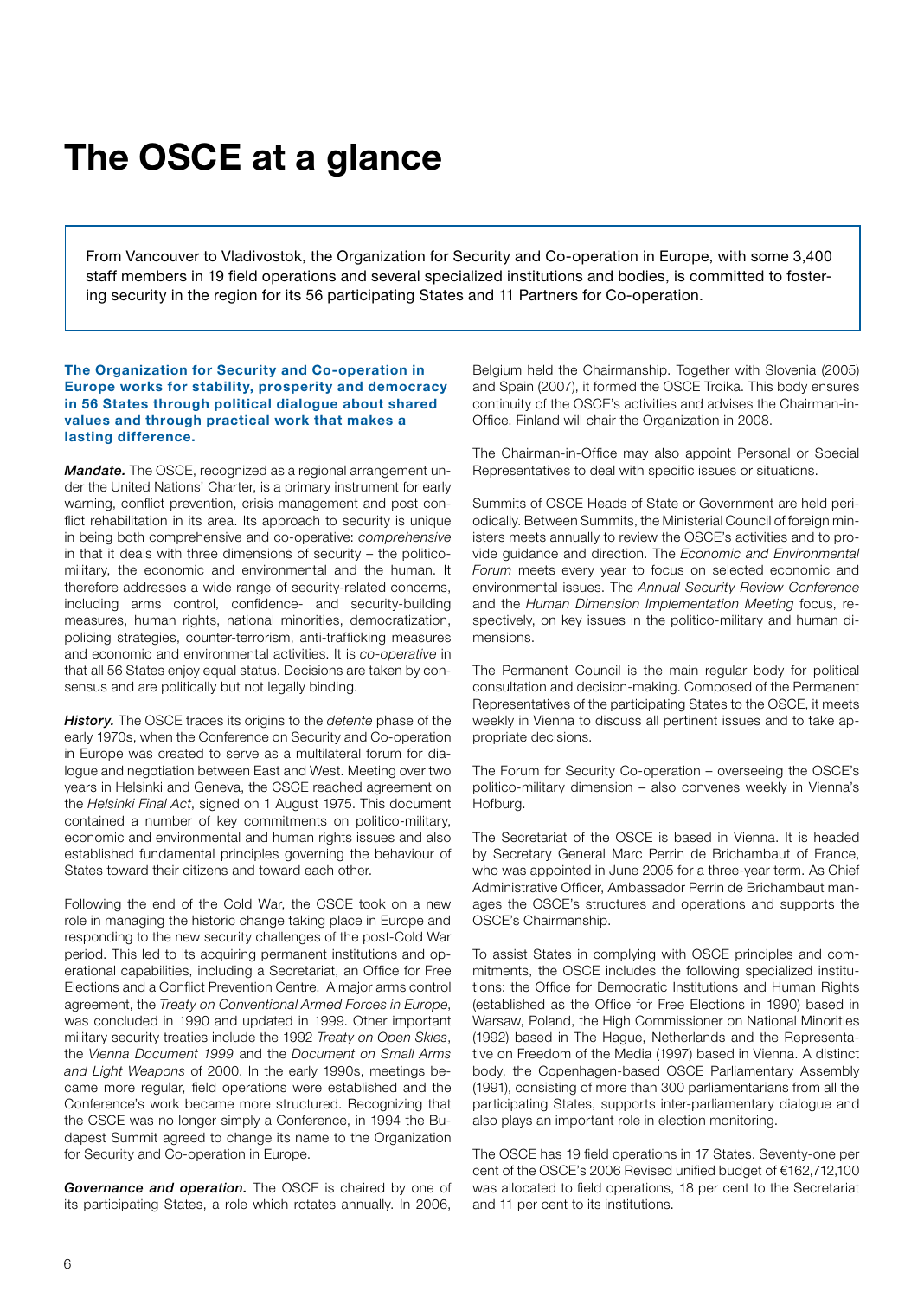# The OSCE at a glance

From Vancouver to Vladivostok, the Organization for Security and Co-operation in Europe, with some 3,400 staff members in 19 field operations and several specialized institutions and bodies, is committed to fostering security in the region for its 56 participating States and 11 Partners for Co-operation.

**The Organization for Security and Co-operation in Europe works for stability, prosperity and democracy in 56 States through political dialogue about shared values and through practical work that makes a lasting difference.**

***Mandate.*** The OSCE, recognized as a regional arrangement under the United Nations' Charter, is a primary instrument for early warning, conflict prevention, crisis management and post conflict rehabilitation in its area. Its approach to security is unique in being both comprehensive and co-operative: *comprehensive* in that it deals with three dimensions of security – the politico-military, the economic and environmental and the human. It therefore addresses a wide range of security-related concerns, including arms control, confidence- and security-building measures, human rights, national minorities, democratization, policing strategies, counter-terrorism, anti-trafficking measures and economic and environmental activities. It is *co-operative* in that all 56 States enjoy equal status. Decisions are taken by consensus and are politically but not legally binding.

***History.*** The OSCE traces its origins to the *detente* phase of the early 1970s, when the Conference on Security and Co-operation in Europe was created to serve as a multilateral forum for dialogue and negotiation between East and West. Meeting over two years in Helsinki and Geneva, the CSCE reached agreement on the *Helsinki Final Act*, signed on 1 August 1975. This document contained a number of key commitments on politico-military, economic and environmental and human rights issues and also established fundamental principles governing the behaviour of States toward their citizens and toward each other.

Following the end of the Cold War, the CSCE took on a new role in managing the historic change taking place in Europe and responding to the new security challenges of the post-Cold War period. This led to its acquiring permanent institutions and operational capabilities, including a Secretariat, an Office for Free Elections and a Conflict Prevention Centre. A major arms control agreement, the *Treaty on Conventional Armed Forces in Europe*, was concluded in 1990 and updated in 1999. Other important military security treaties include the 1992 *Treaty on Open Skies*, the *Vienna Document 1999* and the *Document on Small Arms and Light Weapons* of 2000. In the early 1990s, meetings became more regular, field operations were established and the Conference's work became more structured. Recognizing that the CSCE was no longer simply a Conference, in 1994 the Budapest Summit agreed to change its name to the Organization for Security and Co-operation in Europe.

***Governance and operation.*** The OSCE is chaired by one of its participating States, a role which rotates annually. In 2006, Belgium held the Chairmanship. Together with Slovenia (2005) and Spain (2007), it formed the OSCE Troika. This body ensures continuity of the OSCE's activities and advises the Chairman-in-Office. Finland will chair the Organization in 2008.

The Chairman-in-Office may also appoint Personal or Special Representatives to deal with specific issues or situations.

Summits of OSCE Heads of State or Government are held periodically. Between Summits, the Ministerial Council of foreign ministers meets annually to review the OSCE's activities and to provide guidance and direction. The *Economic and Environmental Forum* meets every year to focus on selected economic and environmental issues. The *Annual Security Review Conference* and the *Human Dimension Implementation Meeting* focus, respectively, on key issues in the politico-military and human dimensions.

The Permanent Council is the main regular body for political consultation and decision-making. Composed of the Permanent Representatives of the participating States to the OSCE, it meets weekly in Vienna to discuss all pertinent issues and to take appropriate decisions.

The Forum for Security Co-operation – overseeing the OSCE's politico-military dimension – also convenes weekly in Vienna's Hofburg.

The Secretariat of the OSCE is based in Vienna. It is headed by Secretary General Marc Perrin de Brichambaut of France, who was appointed in June 2005 for a three-year term. As Chief Administrative Officer, Ambassador Perrin de Brichambaut manages the OSCE's structures and operations and supports the OSCE's Chairmanship.

To assist States in complying with OSCE principles and commitments, the OSCE includes the following specialized institutions: the Office for Democratic Institutions and Human Rights (established as the Office for Free Elections in 1990) based in Warsaw, Poland, the High Commissioner on National Minorities (1992) based in The Hague, Netherlands and the Representative on Freedom of the Media (1997) based in Vienna. A distinct body, the Copenhagen-based OSCE Parliamentary Assembly (1991), consisting of more than 300 parliamentarians from all the participating States, supports inter-parliamentary dialogue and also plays an important role in election monitoring.

The OSCE has 19 field operations in 17 States. Seventy-one per cent of the OSCE's 2006 Revised unified budget of €162,712,100 was allocated to field operations, 18 per cent to the Secretariat and 11 per cent to its institutions.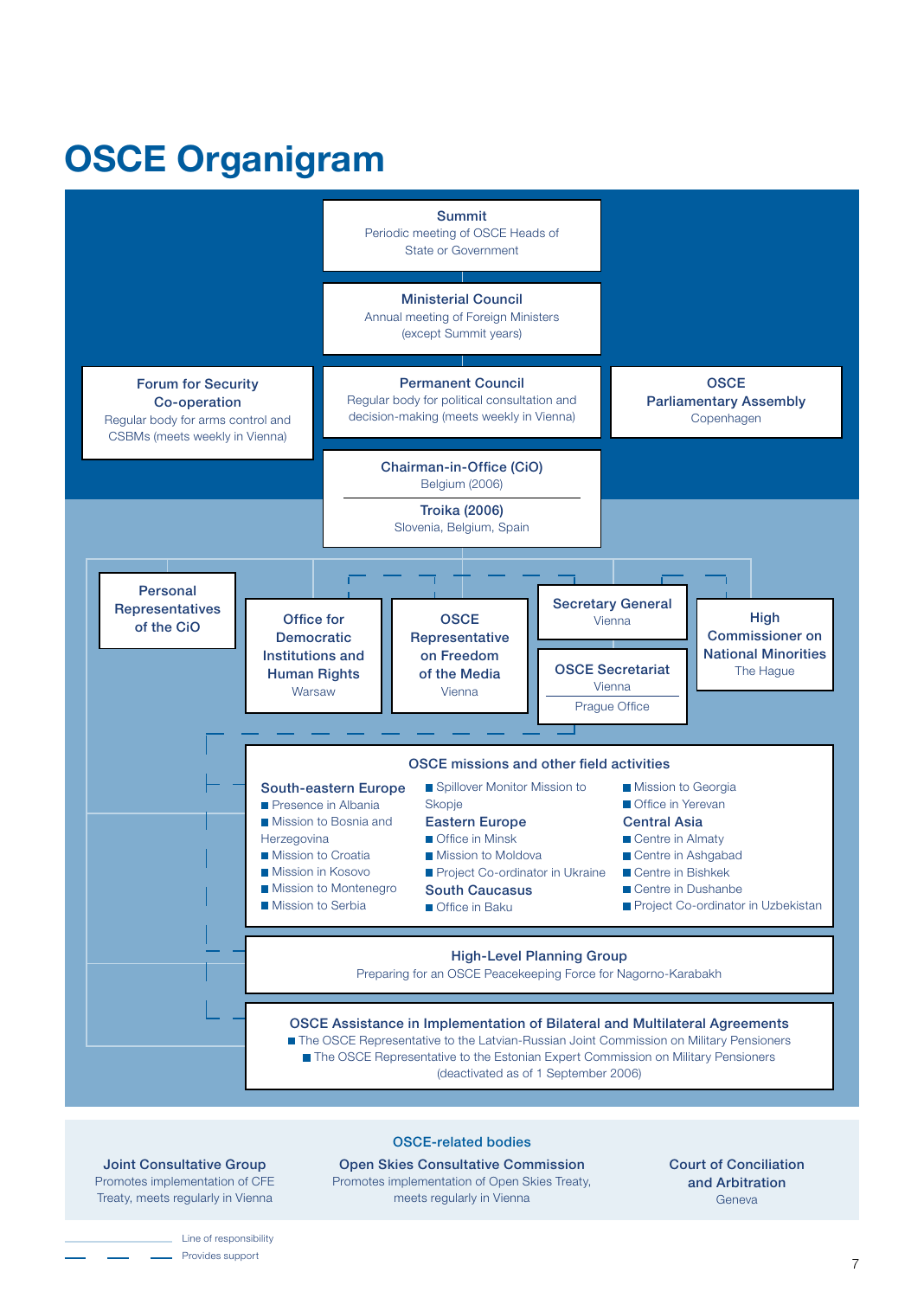# OSCE Organigram

**Summit**
Periodic meeting of OSCE Heads of State or Government

**Ministerial Council**
Annual meeting of Foreign Ministers (except Summit years)

**Forum for Security Co-operation**
Regular body for arms control and CSBMs (meets weekly in Vienna)

**Permanent Council**
Regular body for political consultation and decision-making (meets weekly in Vienna)

**OSCE Parliamentary Assembly**
Copenhagen

**Chairman-in-Office (CiO)**
Belgium (2006)

**Troika (2006)**
Slovenia, Belgium, Spain

**Personal Representatives of the CiO**

**Office for Democratic Institutions and Human Rights**
Warsaw

**OSCE Representative on Freedom of the Media**
Vienna

**Secretary General**
Vienna

**OSCE Secretariat**
Vienna
Prague Office

**High Commissioner on National Minorities**
The Hague

**OSCE missions and other field activities**

**South-eastern Europe**
- Presence in Albania
- Mission to Bosnia and Herzegovina
- Mission to Croatia
- Mission in Kosovo
- Mission to Montenegro
- Mission to Serbia
- Spillover Monitor Mission to Skopje

**Eastern Europe**
- Office in Minsk
- Mission to Moldova
- Project Co-ordinator in Ukraine

**South Caucasus**
- Office in Baku
- Mission to Georgia
- Office in Yerevan

**Central Asia**
- Centre in Almaty
- Centre in Ashgabad
- Centre in Bishkek
- Centre in Dushanbe
- Project Co-ordinator in Uzbekistan

**High-Level Planning Group**
Preparing for an OSCE Peacekeeping Force for Nagorno-Karabakh

**OSCE Assistance in Implementation of Bilateral and Multilateral Agreements**
- The OSCE Representative to the Latvian-Russian Joint Commission on Military Pensioners
- The OSCE Representative to the Estonian Expert Commission on Military Pensioners (deactivated as of 1 September 2006)

**OSCE-related bodies**

**Joint Consultative Group**
Promotes implementation of CFE Treaty, meets regularly in Vienna

**Open Skies Consultative Commission**
Promotes implementation of Open Skies Treaty, meets regularly in Vienna

**Court of Conciliation and Arbitration**
Geneva

Line of responsibility
Provides support